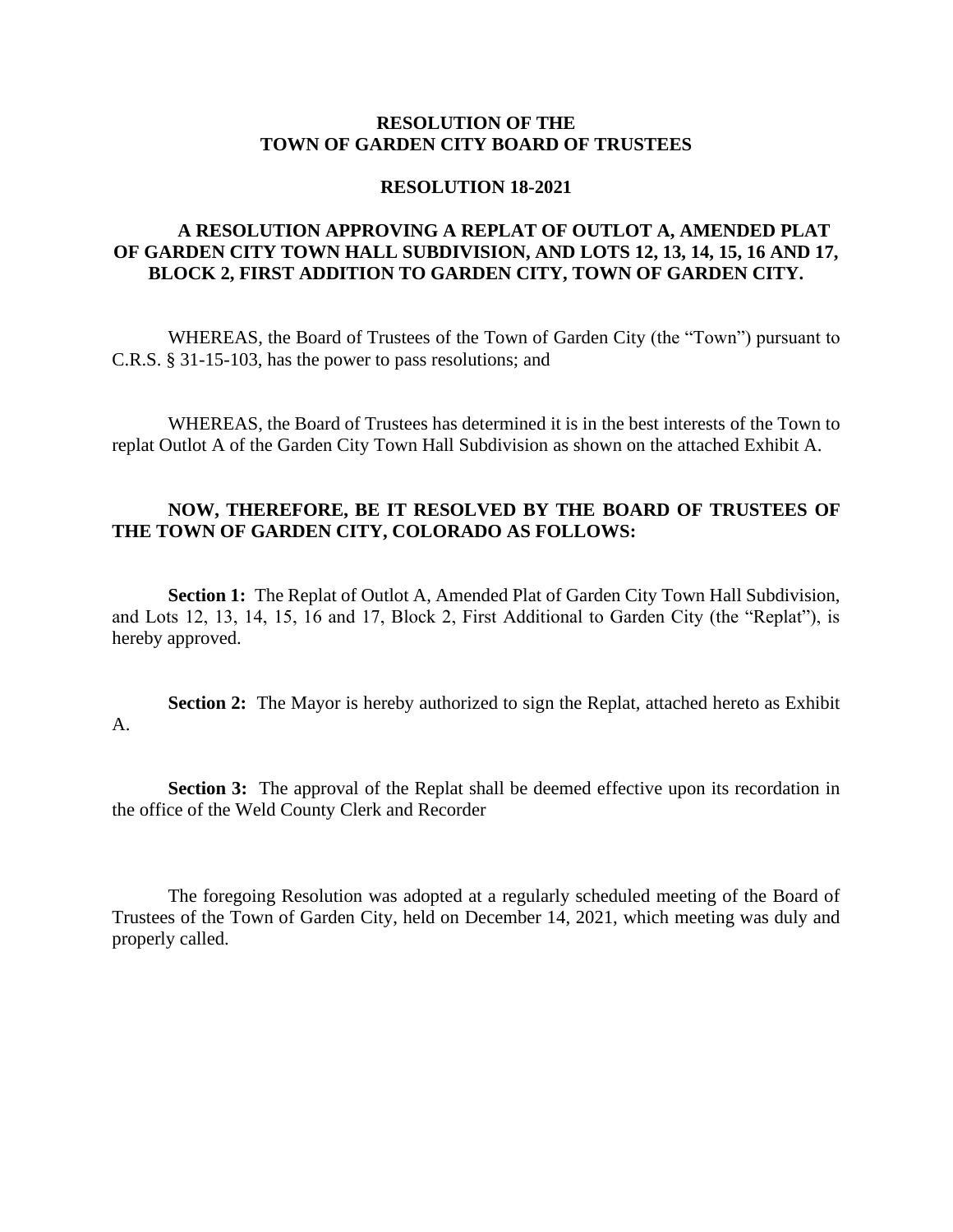**RESOLUTION OF THE**
**TOWN OF GARDEN CITY BOARD OF TRUSTEES**

**RESOLUTION 18-2021**

**A RESOLUTION APPROVING A REPLAT OF OUTLOT A, AMENDED PLAT OF GARDEN CITY TOWN HALL SUBDIVISION, AND LOTS 12, 13, 14, 15, 16 AND 17, BLOCK 2, FIRST ADDITION TO GARDEN CITY, TOWN OF GARDEN CITY.**

WHEREAS, the Board of Trustees of the Town of Garden City (the "Town") pursuant to C.R.S. § 31-15-103, has the power to pass resolutions; and

WHEREAS, the Board of Trustees has determined it is in the best interests of the Town to replat Outlot A of the Garden City Town Hall Subdivision as shown on the attached Exhibit A.

**NOW, THEREFORE, BE IT RESOLVED BY THE BOARD OF TRUSTEES OF THE TOWN OF GARDEN CITY, COLORADO AS FOLLOWS:**

**Section 1:** The Replat of Outlot A, Amended Plat of Garden City Town Hall Subdivision, and Lots 12, 13, 14, 15, 16 and 17, Block 2, First Additional to Garden City (the "Replat"), is hereby approved.

**Section 2:** The Mayor is hereby authorized to sign the Replat, attached hereto as Exhibit A.

**Section 3:** The approval of the Replat shall be deemed effective upon its recordation in the office of the Weld County Clerk and Recorder

The foregoing Resolution was adopted at a regularly scheduled meeting of the Board of Trustees of the Town of Garden City, held on December 14, 2021, which meeting was duly and properly called.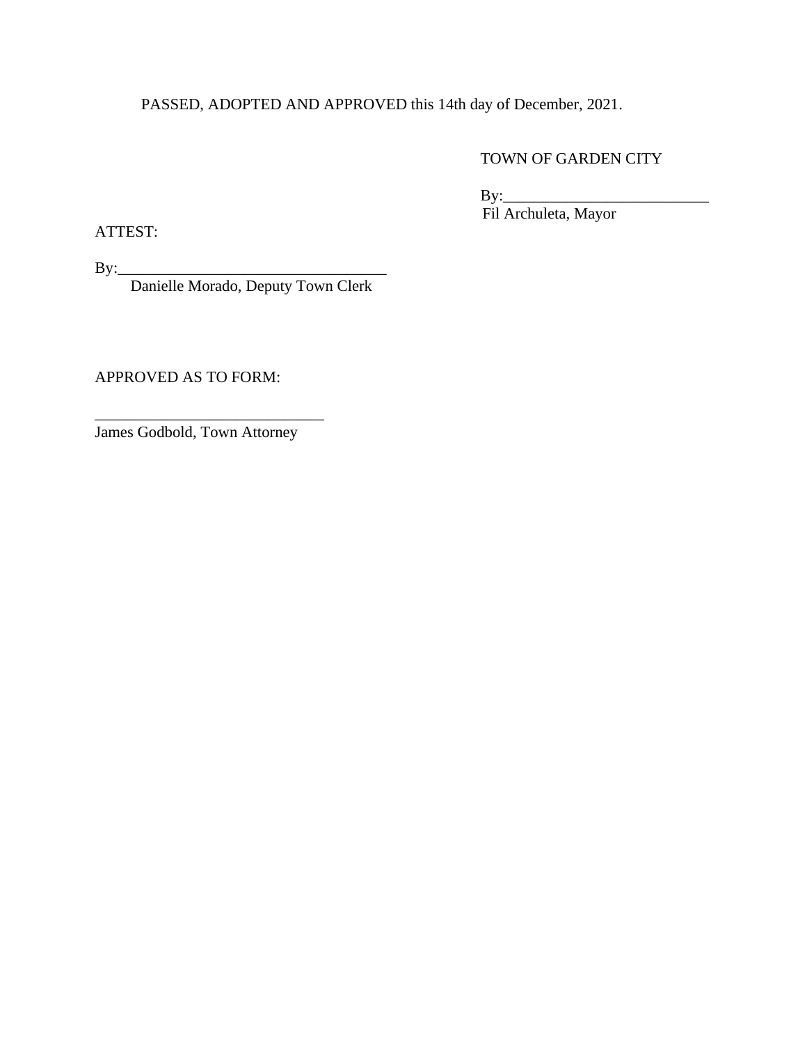PASSED, ADOPTED AND APPROVED this 14th day of December, 2021.

TOWN OF GARDEN CITY

By:__________________________
Fil Archuleta, Mayor

ATTEST:

By:__________________________________
Danielle Morado, Deputy Town Clerk

APPROVED AS TO FORM:

_____________________________
James Godbold, Town Attorney